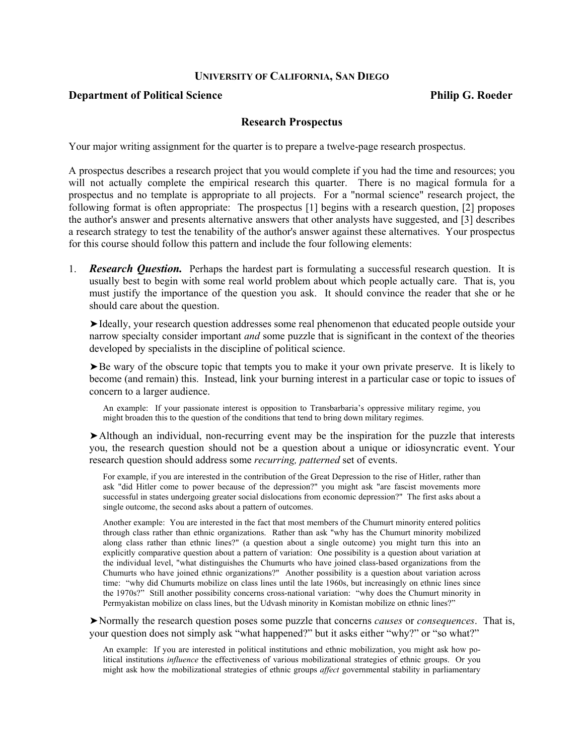**UNIVERSITY OF CALIFORNIA, SAN DIEGO**

**Department of Political Science** **Philip G. Roeder**

## Research Prospectus

Your major writing assignment for the quarter is to prepare a twelve-page research prospectus.

A prospectus describes a research project that you would complete if you had the time and resources; you will not actually complete the empirical research this quarter. There is no magical formula for a prospectus and no template is appropriate to all projects. For a "normal science" research project, the following format is often appropriate: The prospectus [1] begins with a research question, [2] proposes the author's answer and presents alternative answers that other analysts have suggested, and [3] describes a research strategy to test the tenability of the author's answer against these alternatives. Your prospectus for this course should follow this pattern and include the four following elements:

1. ***Research Question.*** Perhaps the hardest part is formulating a successful research question. It is usually best to begin with some real world problem about which people actually care. That is, you must justify the importance of the question you ask. It should convince the reader that she or he should care about the question.

   ➤Ideally, your research question addresses some real phenomenon that educated people outside your narrow specialty consider important *and* some puzzle that is significant in the context of the theories developed by specialists in the discipline of political science.

   ➤Be wary of the obscure topic that tempts you to make it your own private preserve. It is likely to become (and remain) this. Instead, link your burning interest in a particular case or topic to issues of concern to a larger audience.

   > An example: If your passionate interest is opposition to Transbarbaria's oppressive military regime, you might broaden this to the question of the conditions that tend to bring down military regimes.

   ➤Although an individual, non-recurring event may be the inspiration for the puzzle that interests you, the research question should not be a question about a unique or idiosyncratic event. Your research question should address some *recurring, patterned* set of events.

   > For example, if you are interested in the contribution of the Great Depression to the rise of Hitler, rather than ask "did Hitler come to power because of the depression?" you might ask "are fascist movements more successful in states undergoing greater social dislocations from economic depression?" The first asks about a single outcome, the second asks about a pattern of outcomes.

   > Another example: You are interested in the fact that most members of the Chumurt minority entered politics through class rather than ethnic organizations. Rather than ask "why has the Chumurt minority mobilized along class rather than ethnic lines?" (a question about a single outcome) you might turn this into an explicitly comparative question about a pattern of variation: One possibility is a question about variation at the individual level, "what distinguishes the Chumurts who have joined class-based organizations from the Chumurts who have joined ethnic organizations?" Another possibility is a question about variation across time: "why did Chumurts mobilize on class lines until the late 1960s, but increasingly on ethnic lines since the 1970s?" Still another possibility concerns cross-national variation: "why does the Chumurt minority in Permyakistan mobilize on class lines, but the Udvash minority in Komistan mobilize on ethnic lines?"

   ➤Normally the research question poses some puzzle that concerns *causes* or *consequences*. That is, your question does not simply ask "what happened?" but it asks either "why?" or "so what?"

   > An example: If you are interested in political institutions and ethnic mobilization, you might ask how political institutions *influence* the effectiveness of various mobilizational strategies of ethnic groups. Or you might ask how the mobilizational strategies of ethnic groups *affect* governmental stability in parliamentary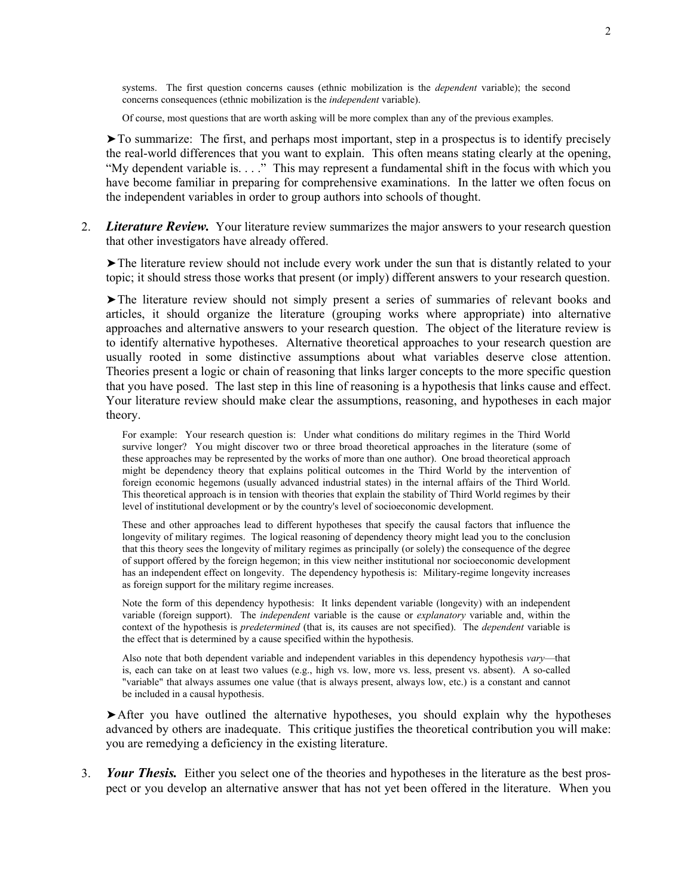systems. The first question concerns causes (ethnic mobilization is the *dependent* variable); the second concerns consequences (ethnic mobilization is the *independent* variable).

Of course, most questions that are worth asking will be more complex than any of the previous examples.

➤To summarize: The first, and perhaps most important, step in a prospectus is to identify precisely the real-world differences that you want to explain. This often means stating clearly at the opening, "My dependent variable is. . . ." This may represent a fundamental shift in the focus with which you have become familiar in preparing for comprehensive examinations. In the latter we often focus on the independent variables in order to group authors into schools of thought.

2. ***Literature Review.*** Your literature review summarizes the major answers to your research question that other investigators have already offered.

   ➤The literature review should not include every work under the sun that is distantly related to your topic; it should stress those works that present (or imply) different answers to your research question.

   ➤The literature review should not simply present a series of summaries of relevant books and articles, it should organize the literature (grouping works where appropriate) into alternative approaches and alternative answers to your research question. The object of the literature review is to identify alternative hypotheses. Alternative theoretical approaches to your research question are usually rooted in some distinctive assumptions about what variables deserve close attention. Theories present a logic or chain of reasoning that links larger concepts to the more specific question that you have posed. The last step in this line of reasoning is a hypothesis that links cause and effect. Your literature review should make clear the assumptions, reasoning, and hypotheses in each major theory.

   For example: Your research question is: Under what conditions do military regimes in the Third World survive longer? You might discover two or three broad theoretical approaches in the literature (some of these approaches may be represented by the works of more than one author). One broad theoretical approach might be dependency theory that explains political outcomes in the Third World by the intervention of foreign economic hegemons (usually advanced industrial states) in the internal affairs of the Third World. This theoretical approach is in tension with theories that explain the stability of Third World regimes by their level of institutional development or by the country's level of socioeconomic development.

   These and other approaches lead to different hypotheses that specify the causal factors that influence the longevity of military regimes. The logical reasoning of dependency theory might lead you to the conclusion that this theory sees the longevity of military regimes as principally (or solely) the consequence of the degree of support offered by the foreign hegemon; in this view neither institutional nor socioeconomic development has an independent effect on longevity. The dependency hypothesis is: Military-regime longevity increases as foreign support for the military regime increases.

   Note the form of this dependency hypothesis: It links dependent variable (longevity) with an independent variable (foreign support). The *independent* variable is the cause or *explanatory* variable and, within the context of the hypothesis is *predetermined* (that is, its causes are not specified). The *dependent* variable is the effect that is determined by a cause specified within the hypothesis.

   Also note that both dependent variable and independent variables in this dependency hypothesis *vary*—that is, each can take on at least two values (e.g., high vs. low, more vs. less, present vs. absent). A so-called "variable" that always assumes one value (that is always present, always low, etc.) is a constant and cannot be included in a causal hypothesis.

   ➤After you have outlined the alternative hypotheses, you should explain why the hypotheses advanced by others are inadequate. This critique justifies the theoretical contribution you will make: you are remedying a deficiency in the existing literature.

3. ***Your Thesis.*** Either you select one of the theories and hypotheses in the literature as the best prospect or you develop an alternative answer that has not yet been offered in the literature. When you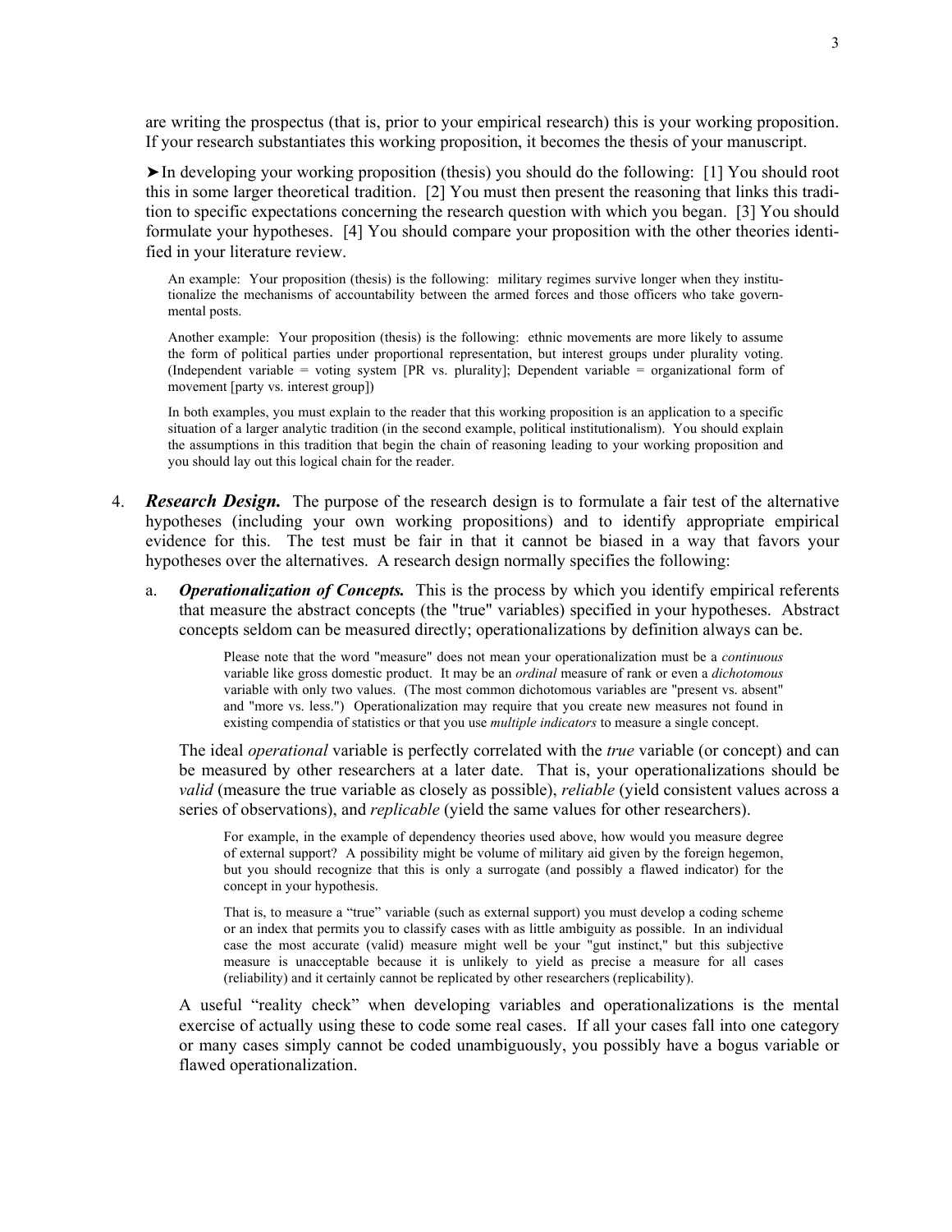are writing the prospectus (that is, prior to your empirical research) this is your working proposition. If your research substantiates this working proposition, it becomes the thesis of your manuscript.

➤In developing your working proposition (thesis) you should do the following: [1] You should root this in some larger theoretical tradition. [2] You must then present the reasoning that links this tradition to specific expectations concerning the research question with which you began. [3] You should formulate your hypotheses. [4] You should compare your proposition with the other theories identified in your literature review.

> An example: Your proposition (thesis) is the following: military regimes survive longer when they institutionalize the mechanisms of accountability between the armed forces and those officers who take governmental posts.
>
> Another example: Your proposition (thesis) is the following: ethnic movements are more likely to assume the form of political parties under proportional representation, but interest groups under plurality voting. (Independent variable = voting system [PR vs. plurality]; Dependent variable = organizational form of movement [party vs. interest group])
>
> In both examples, you must explain to the reader that this working proposition is an application to a specific situation of a larger analytic tradition (in the second example, political institutionalism). You should explain the assumptions in this tradition that begin the chain of reasoning leading to your working proposition and you should lay out this logical chain for the reader.

4. ***Research Design.*** The purpose of the research design is to formulate a fair test of the alternative hypotheses (including your own working propositions) and to identify appropriate empirical evidence for this. The test must be fair in that it cannot be biased in a way that favors your hypotheses over the alternatives. A research design normally specifies the following:

   a. ***Operationalization of Concepts.*** This is the process by which you identify empirical referents that measure the abstract concepts (the "true" variables) specified in your hypotheses. Abstract concepts seldom can be measured directly; operationalizations by definition always can be.

   > Please note that the word "measure" does not mean your operationalization must be a *continuous* variable like gross domestic product. It may be an *ordinal* measure of rank or even a *dichotomous* variable with only two values. (The most common dichotomous variables are "present vs. absent" and "more vs. less.") Operationalization may require that you create new measures not found in existing compendia of statistics or that you use *multiple indicators* to measure a single concept.

   The ideal *operational* variable is perfectly correlated with the *true* variable (or concept) and can be measured by other researchers at a later date. That is, your operationalizations should be *valid* (measure the true variable as closely as possible), *reliable* (yield consistent values across a series of observations), and *replicable* (yield the same values for other researchers).

   > For example, in the example of dependency theories used above, how would you measure degree of external support? A possibility might be volume of military aid given by the foreign hegemon, but you should recognize that this is only a surrogate (and possibly a flawed indicator) for the concept in your hypothesis.
   >
   > That is, to measure a "true" variable (such as external support) you must develop a coding scheme or an index that permits you to classify cases with as little ambiguity as possible. In an individual case the most accurate (valid) measure might well be your "gut instinct," but this subjective measure is unacceptable because it is unlikely to yield as precise a measure for all cases (reliability) and it certainly cannot be replicated by other researchers (replicability).

   A useful "reality check" when developing variables and operationalizations is the mental exercise of actually using these to code some real cases. If all your cases fall into one category or many cases simply cannot be coded unambiguously, you possibly have a bogus variable or flawed operationalization.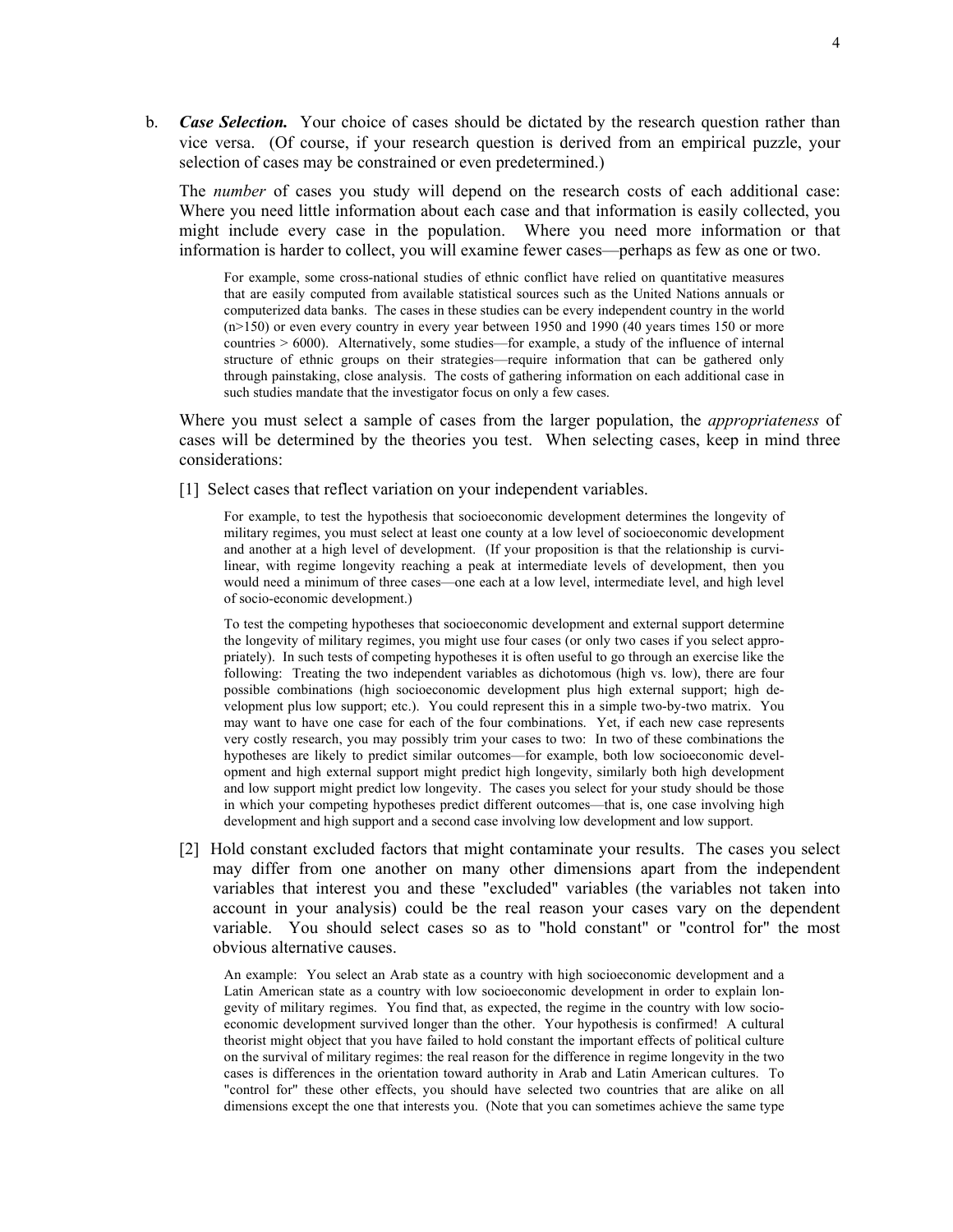b. ***Case Selection.*** Your choice of cases should be dictated by the research question rather than vice versa. (Of course, if your research question is derived from an empirical puzzle, your selection of cases may be constrained or even predetermined.)

The *number* of cases you study will depend on the research costs of each additional case: Where you need little information about each case and that information is easily collected, you might include every case in the population. Where you need more information or that information is harder to collect, you will examine fewer cases—perhaps as few as one or two.

> For example, some cross-national studies of ethnic conflict have relied on quantitative measures that are easily computed from available statistical sources such as the United Nations annuals or computerized data banks. The cases in these studies can be every independent country in the world (n>150) or even every country in every year between 1950 and 1990 (40 years times 150 or more countries > 6000). Alternatively, some studies—for example, a study of the influence of internal structure of ethnic groups on their strategies—require information that can be gathered only through painstaking, close analysis. The costs of gathering information on each additional case in such studies mandate that the investigator focus on only a few cases.

Where you must select a sample of cases from the larger population, the *appropriateness* of cases will be determined by the theories you test. When selecting cases, keep in mind three considerations:

[1] Select cases that reflect variation on your independent variables.

> For example, to test the hypothesis that socioeconomic development determines the longevity of military regimes, you must select at least one county at a low level of socioeconomic development and another at a high level of development. (If your proposition is that the relationship is curvilinear, with regime longevity reaching a peak at intermediate levels of development, then you would need a minimum of three cases—one each at a low level, intermediate level, and high level of socio-economic development.)
>
> To test the competing hypotheses that socioeconomic development and external support determine the longevity of military regimes, you might use four cases (or only two cases if you select appropriately). In such tests of competing hypotheses it is often useful to go through an exercise like the following: Treating the two independent variables as dichotomous (high vs. low), there are four possible combinations (high socioeconomic development plus high external support; high development plus low support; etc.). You could represent this in a simple two-by-two matrix. You may want to have one case for each of the four combinations. Yet, if each new case represents very costly research, you may possibly trim your cases to two: In two of these combinations the hypotheses are likely to predict similar outcomes—for example, both low socioeconomic development and high external support might predict high longevity, similarly both high development and low support might predict low longevity. The cases you select for your study should be those in which your competing hypotheses predict different outcomes—that is, one case involving high development and high support and a second case involving low development and low support.

[2] Hold constant excluded factors that might contaminate your results. The cases you select may differ from one another on many other dimensions apart from the independent variables that interest you and these "excluded" variables (the variables not taken into account in your analysis) could be the real reason your cases vary on the dependent variable. You should select cases so as to "hold constant" or "control for" the most obvious alternative causes.

> An example: You select an Arab state as a country with high socioeconomic development and a Latin American state as a country with low socioeconomic development in order to explain longevity of military regimes. You find that, as expected, the regime in the country with low socioeconomic development survived longer than the other. Your hypothesis is confirmed! A cultural theorist might object that you have failed to hold constant the important effects of political culture on the survival of military regimes: the real reason for the difference in regime longevity in the two cases is differences in the orientation toward authority in Arab and Latin American cultures. To "control for" these other effects, you should have selected two countries that are alike on all dimensions except the one that interests you. (Note that you can sometimes achieve the same type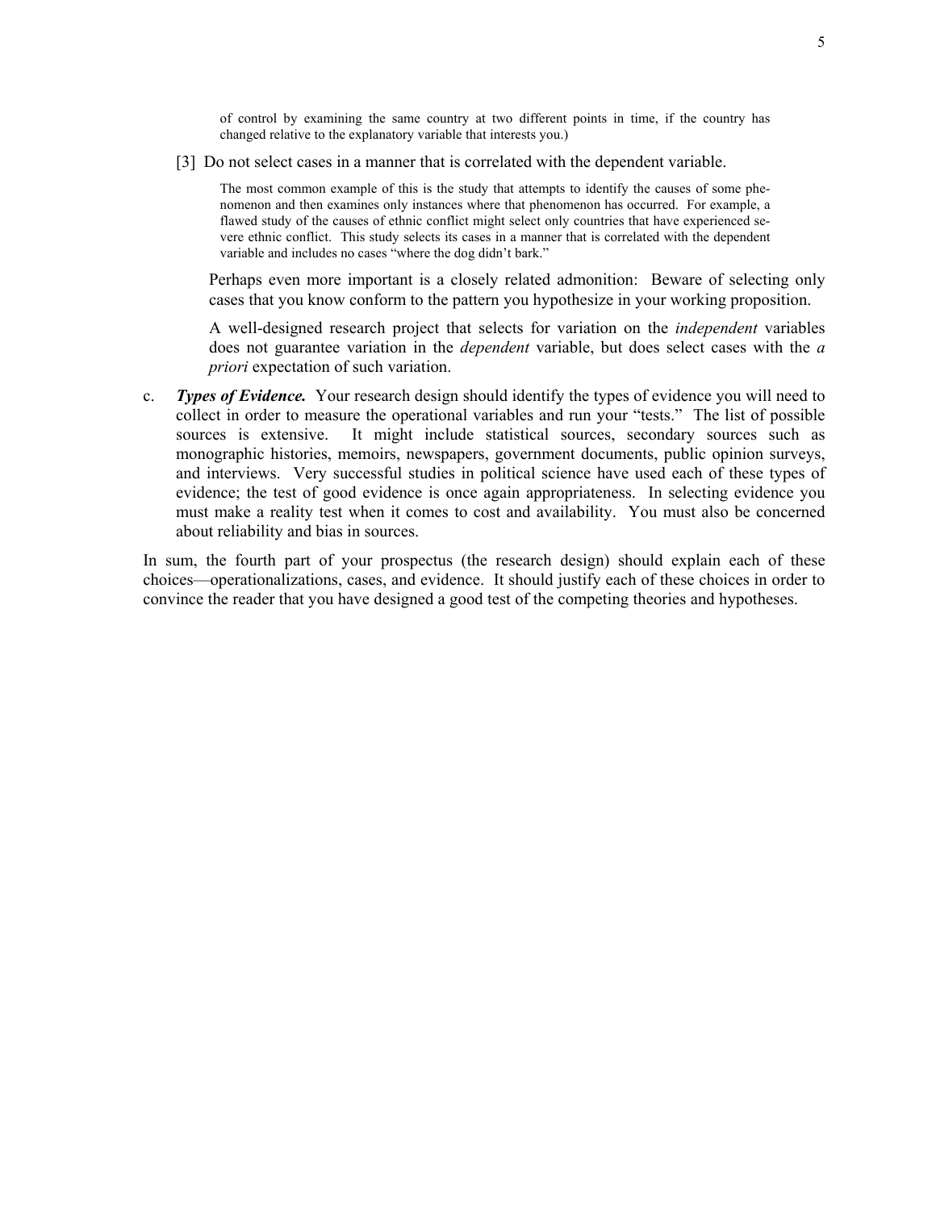of control by examining the same country at two different points in time, if the country has changed relative to the explanatory variable that interests you.)

[3] Do not select cases in a manner that is correlated with the dependent variable.

> The most common example of this is the study that attempts to identify the causes of some phenomenon and then examines only instances where that phenomenon has occurred. For example, a flawed study of the causes of ethnic conflict might select only countries that have experienced severe ethnic conflict. This study selects its cases in a manner that is correlated with the dependent variable and includes no cases "where the dog didn't bark."

Perhaps even more important is a closely related admonition: Beware of selecting only cases that you know conform to the pattern you hypothesize in your working proposition.

A well-designed research project that selects for variation on the *independent* variables does not guarantee variation in the *dependent* variable, but does select cases with the *a priori* expectation of such variation.

c. ***Types of Evidence.*** Your research design should identify the types of evidence you will need to collect in order to measure the operational variables and run your "tests." The list of possible sources is extensive. It might include statistical sources, secondary sources such as monographic histories, memoirs, newspapers, government documents, public opinion surveys, and interviews. Very successful studies in political science have used each of these types of evidence; the test of good evidence is once again appropriateness. In selecting evidence you must make a reality test when it comes to cost and availability. You must also be concerned about reliability and bias in sources.

In sum, the fourth part of your prospectus (the research design) should explain each of these choices—operationalizations, cases, and evidence. It should justify each of these choices in order to convince the reader that you have designed a good test of the competing theories and hypotheses.